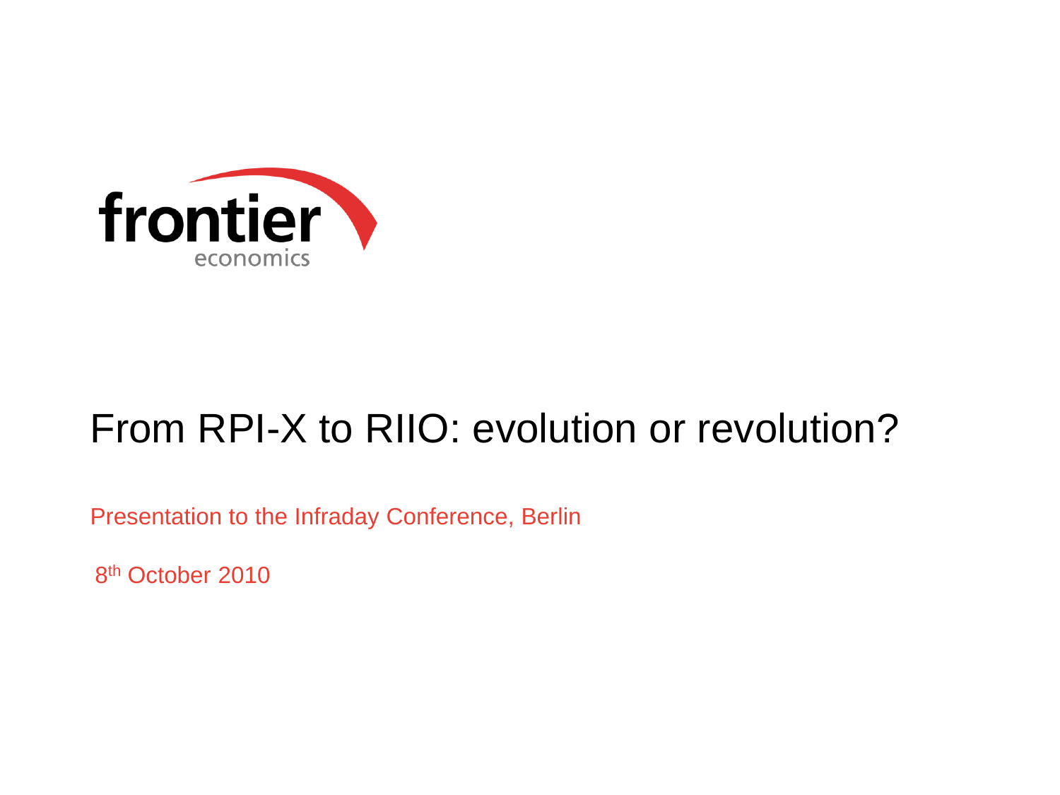frontier economics

# From RPI-X to RIIO: evolution or revolution?

Presentation to the Infraday Conference, Berlin

8th October 2010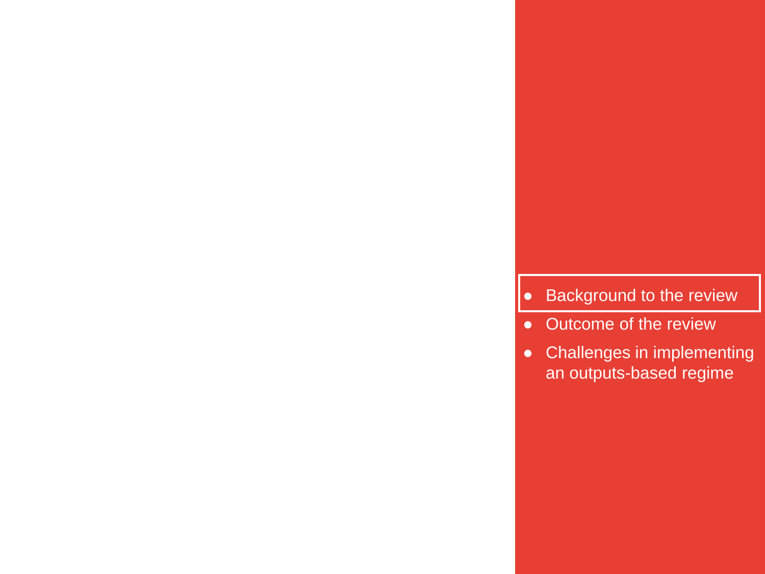- Background to the review
- Outcome of the review
- Challenges in implementing an outputs-based regime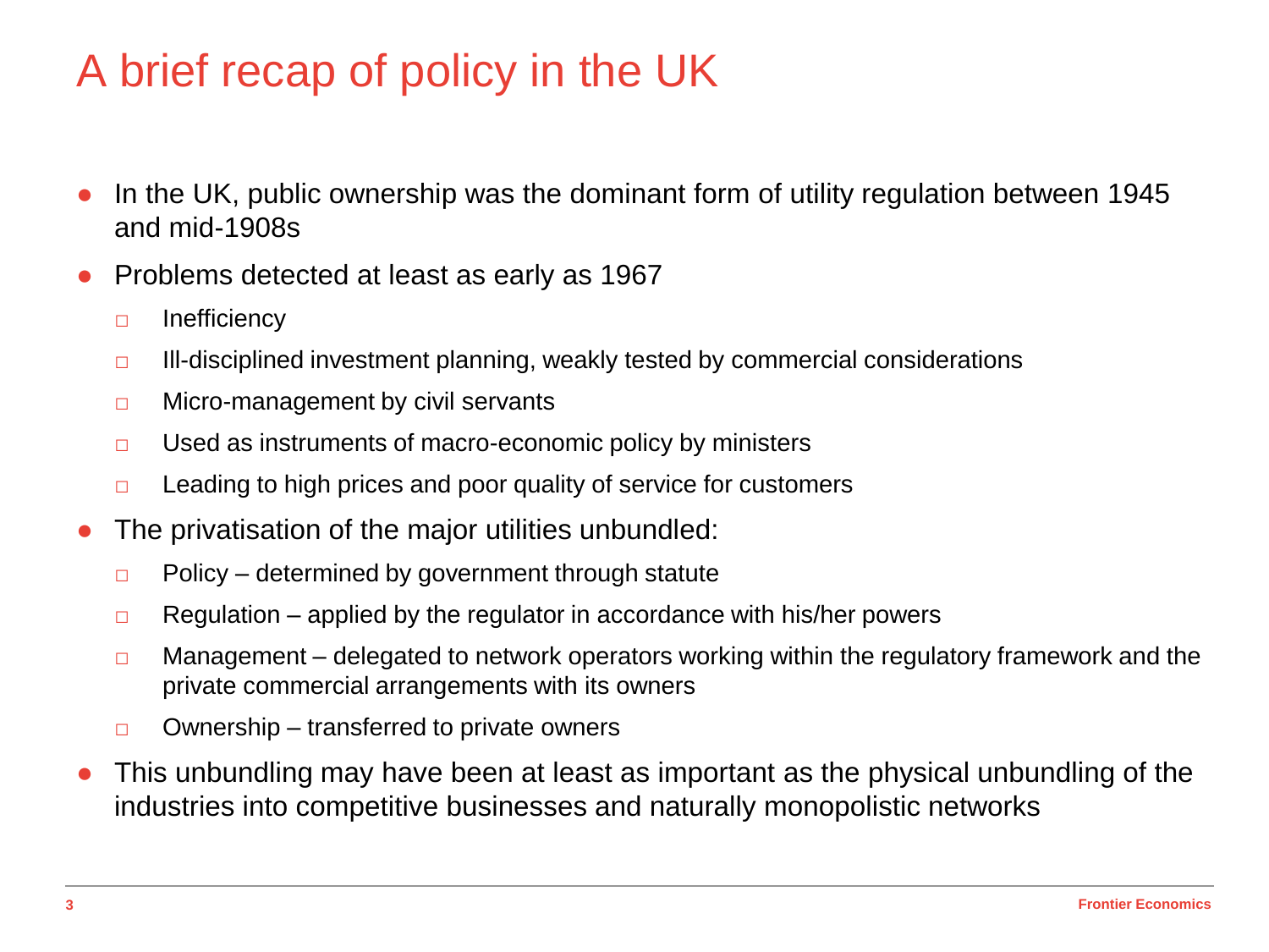# A brief recap of policy in the UK

- In the UK, public ownership was the dominant form of utility regulation between 1945 and mid-1908s
- Problems detected at least as early as 1967
  - Inefficiency
  - Ill-disciplined investment planning, weakly tested by commercial considerations
  - Micro-management by civil servants
  - Used as instruments of macro-economic policy by ministers
  - Leading to high prices and poor quality of service for customers
- The privatisation of the major utilities unbundled:
  - Policy – determined by government through statute
  - Regulation – applied by the regulator in accordance with his/her powers
  - Management – delegated to network operators working within the regulatory framework and the private commercial arrangements with its owners
  - Ownership – transferred to private owners
- This unbundling may have been at least as important as the physical unbundling of the industries into competitive businesses and naturally monopolistic networks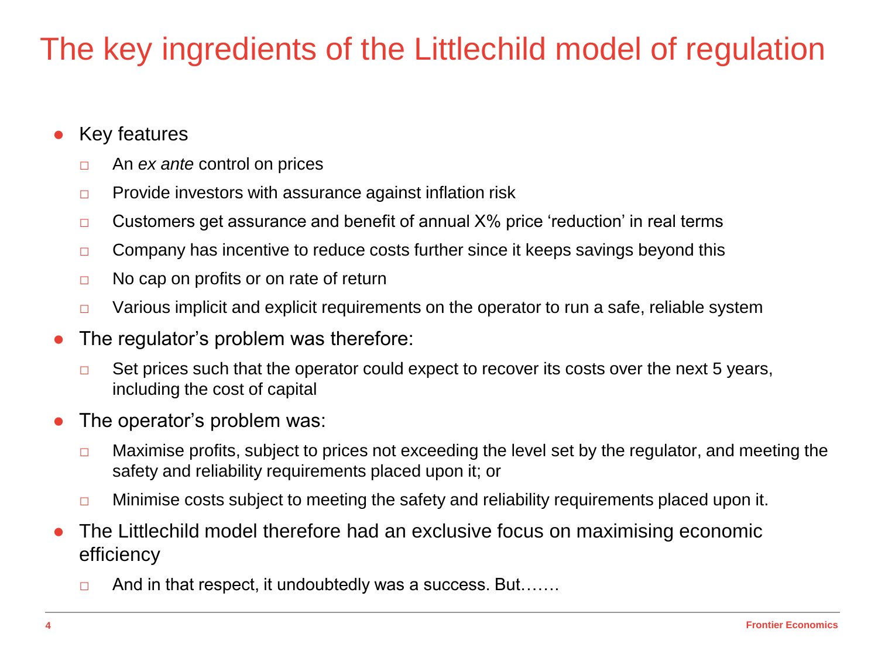# The key ingredients of the Littlechild model of regulation

- Key features
  - An *ex ante* control on prices
  - Provide investors with assurance against inflation risk
  - Customers get assurance and benefit of annual X% price 'reduction' in real terms
  - Company has incentive to reduce costs further since it keeps savings beyond this
  - No cap on profits or on rate of return
  - Various implicit and explicit requirements on the operator to run a safe, reliable system
- The regulator's problem was therefore:
  - Set prices such that the operator could expect to recover its costs over the next 5 years, including the cost of capital
- The operator's problem was:
  - Maximise profits, subject to prices not exceeding the level set by the regulator, and meeting the safety and reliability requirements placed upon it; or
  - Minimise costs subject to meeting the safety and reliability requirements placed upon it.
- The Littlechild model therefore had an exclusive focus on maximising economic efficiency
  - And in that respect, it undoubtedly was a success. But…….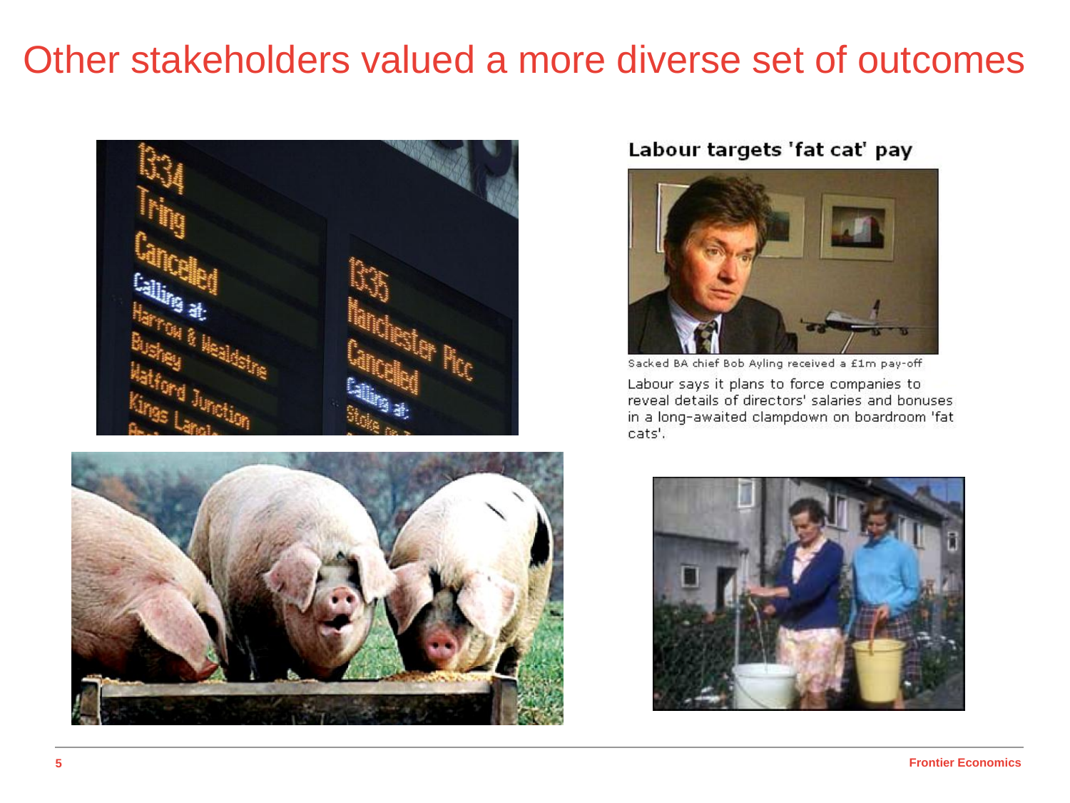# Other stakeholders valued a more diverse set of outcomes

**Labour targets 'fat cat' pay**

Sacked BA chief Bob Ayling received a £1m pay-off

Labour says it plans to force companies to reveal details of directors' salaries and bonuses in a long-awaited clampdown on boardroom 'fat cats'.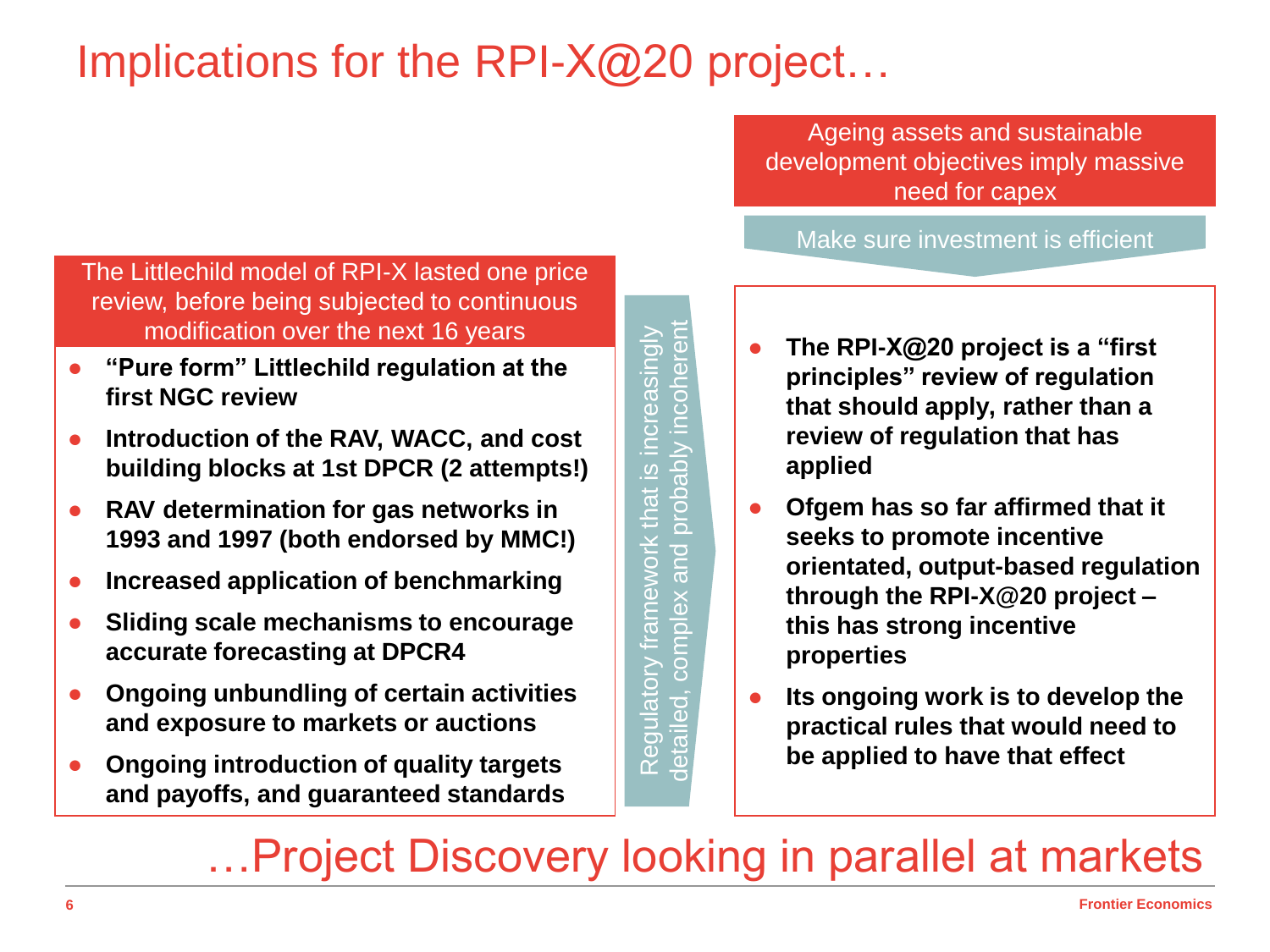# Implications for the RPI-X@20 project…

The Littlechild model of RPI-X lasted one price review, before being subjected to continuous modification over the next 16 years

- **"Pure form" Littlechild regulation at the first NGC review**
- **Introduction of the RAV, WACC, and cost building blocks at 1st DPCR (2 attempts!)**
- **RAV determination for gas networks in 1993 and 1997 (both endorsed by MMC!)**
- **Increased application of benchmarking**
- **Sliding scale mechanisms to encourage accurate forecasting at DPCR4**
- **Ongoing unbundling of certain activities and exposure to markets or auctions**
- **Ongoing introduction of quality targets and payoffs, and guaranteed standards**

Regulatory framework that is increasingly detailed, complex and probably incoherent

Ageing assets and sustainable development objectives imply massive need for capex

Make sure investment is efficient

- **The RPI-X@20 project is a "first principles" review of regulation that should apply, rather than a review of regulation that has applied**
- **Ofgem has so far affirmed that it seeks to promote incentive orientated, output-based regulation through the RPI-X@20 project – this has strong incentive properties**
- **Its ongoing work is to develop the practical rules that would need to be applied to have that effect**

## …Project Discovery looking in parallel at markets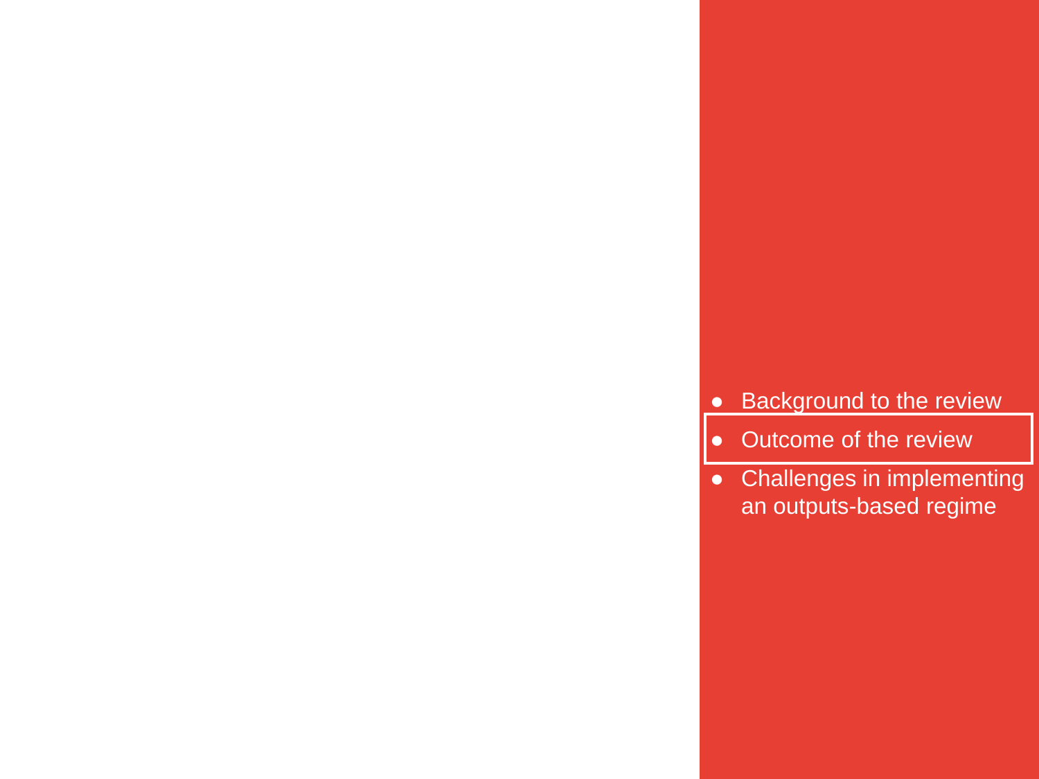- Background to the review
- **Outcome of the review**
- Challenges in implementing an outputs-based regime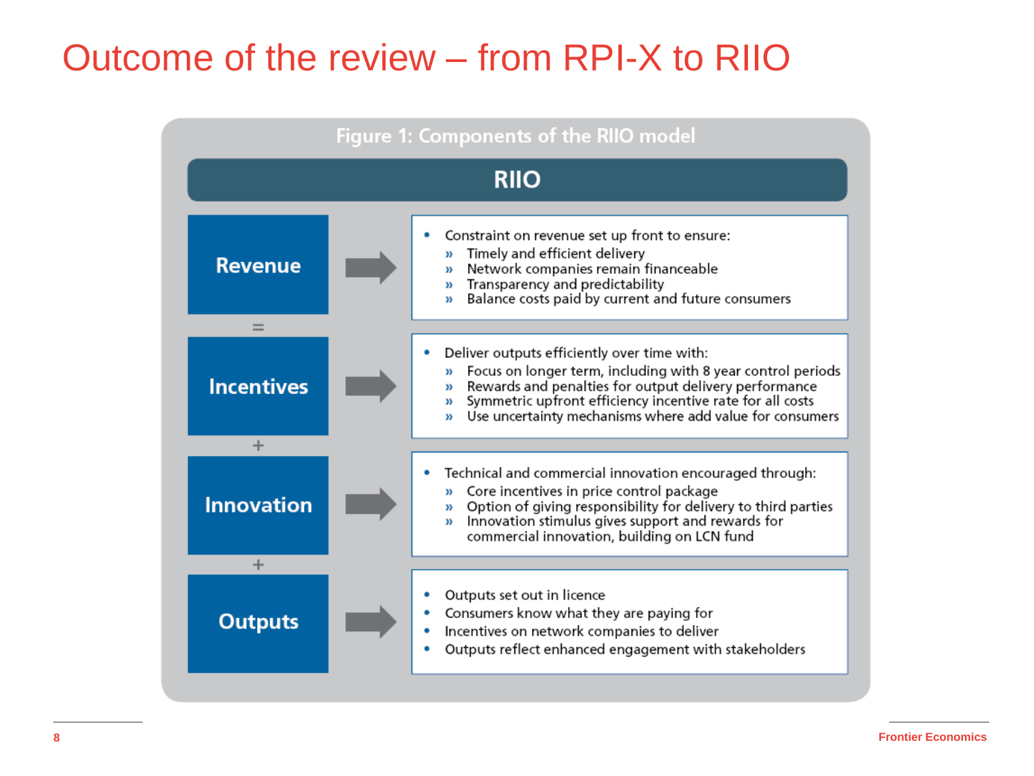# Outcome of the review – from RPI-X to RIIO

**Figure 1: Components of the RIIO model**

## RIIO

**Revenue**

- Constraint on revenue set up front to ensure:
  - Timely and efficient delivery
  - Network companies remain financeable
  - Transparency and predictability
  - Balance costs paid by current and future consumers

=

**Incentives**

- Deliver outputs efficiently over time with:
  - Focus on longer term, including with 8 year control periods
  - Rewards and penalties for output delivery performance
  - Symmetric upfront efficiency incentive rate for all costs
  - Use uncertainty mechanisms where add value for consumers

+

**Innovation**

- Technical and commercial innovation encouraged through:
  - Core incentives in price control package
  - Option of giving responsibility for delivery to third parties
  - Innovation stimulus gives support and rewards for commercial innovation, building on LCN fund

+

**Outputs**

- Outputs set out in licence
- Consumers know what they are paying for
- Incentives on network companies to deliver
- Outputs reflect enhanced engagement with stakeholders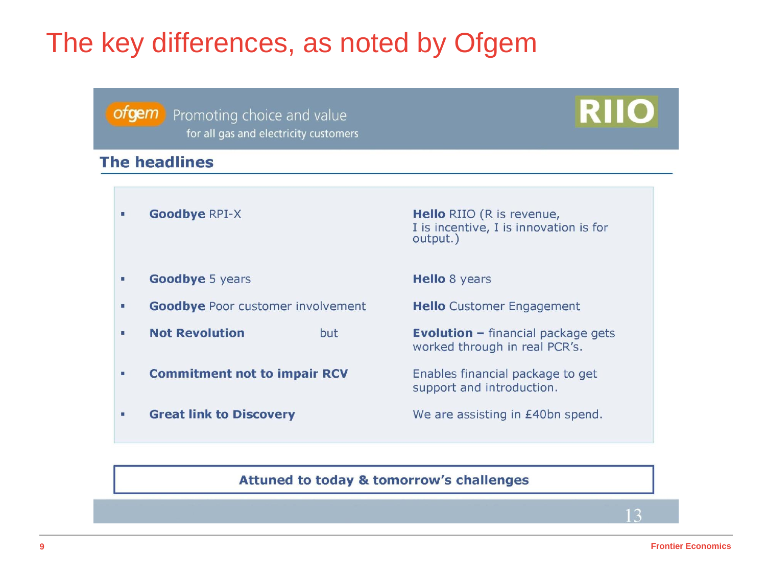# The key differences, as noted by Ofgem

ofgem Promoting choice and value
for all gas and electricity customers

RIIO

## The headlines

| | |
|---|---|
| **Goodbye** RPI-X | **Hello** RIIO (R is revenue, I is incentive, I is innovation is for output.) |
| **Goodbye** 5 years | **Hello** 8 years |
| **Goodbye** Poor customer involvement | **Hello** Customer Engagement |
| **Not Revolution** but | **Evolution –** financial package gets worked through in real PCR's. |
| **Commitment not to impair RCV** | Enables financial package to get support and introduction. |
| **Great link to Discovery** | We are assisting in £40bn spend. |

**Attuned to today & tomorrow's challenges**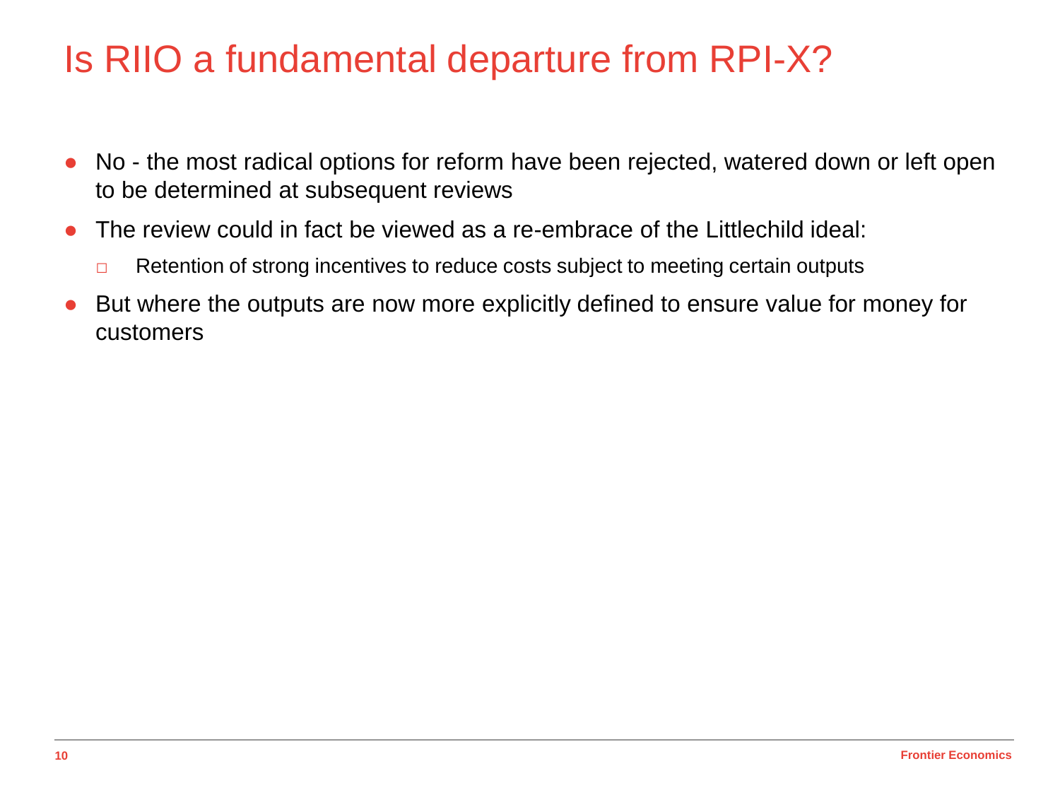# Is RIIO a fundamental departure from RPI-X?

- No - the most radical options for reform have been rejected, watered down or left open to be determined at subsequent reviews
- The review could in fact be viewed as a re-embrace of the Littlechild ideal:
  - Retention of strong incentives to reduce costs subject to meeting certain outputs
- But where the outputs are now more explicitly defined to ensure value for money for customers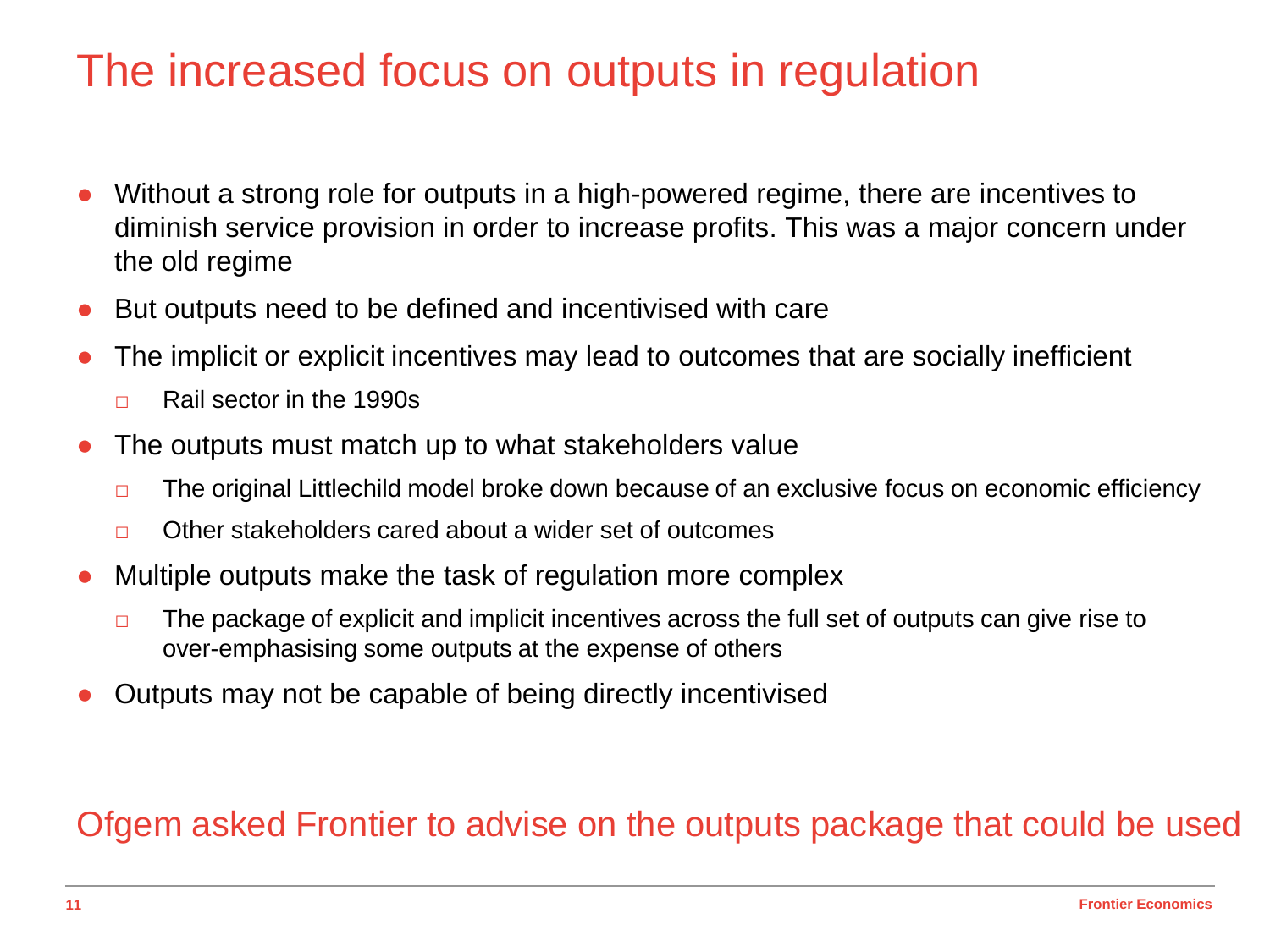# The increased focus on outputs in regulation

- Without a strong role for outputs in a high-powered regime, there are incentives to diminish service provision in order to increase profits. This was a major concern under the old regime
- But outputs need to be defined and incentivised with care
- The implicit or explicit incentives may lead to outcomes that are socially inefficient
  - Rail sector in the 1990s
- The outputs must match up to what stakeholders value
  - The original Littlechild model broke down because of an exclusive focus on economic efficiency
  - Other stakeholders cared about a wider set of outcomes
- Multiple outputs make the task of regulation more complex
  - The package of explicit and implicit incentives across the full set of outputs can give rise to over-emphasising some outputs at the expense of others
- Outputs may not be capable of being directly incentivised

Ofgem asked Frontier to advise on the outputs package that could be used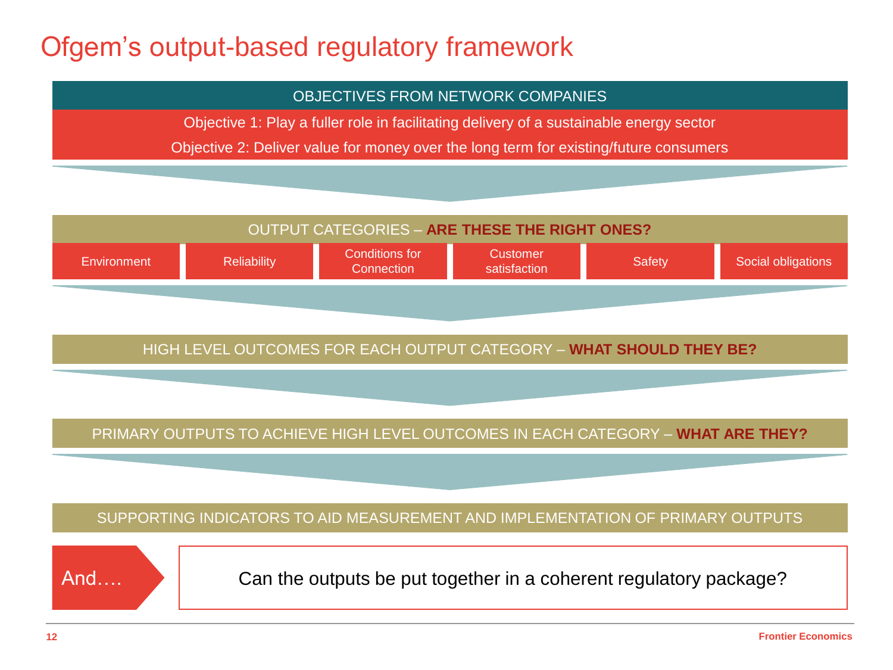# Ofgem's output-based regulatory framework

**OBJECTIVES FROM NETWORK COMPANIES**

Objective 1: Play a fuller role in facilitating delivery of a sustainable energy sector

Objective 2: Deliver value for money over the long term for existing/future consumers

**OUTPUT CATEGORIES – ARE THESE THE RIGHT ONES?**

| Environment | Reliability | Conditions for Connection | Customer satisfaction | Safety | Social obligations |
|---|---|---|---|---|---|

**HIGH LEVEL OUTCOMES FOR EACH OUTPUT CATEGORY – WHAT SHOULD THEY BE?**

**PRIMARY OUTPUTS TO ACHIEVE HIGH LEVEL OUTCOMES IN EACH CATEGORY – WHAT ARE THEY?**

**SUPPORTING INDICATORS TO AID MEASUREMENT AND IMPLEMENTATION OF PRIMARY OUTPUTS**

And…. Can the outputs be put together in a coherent regulatory package?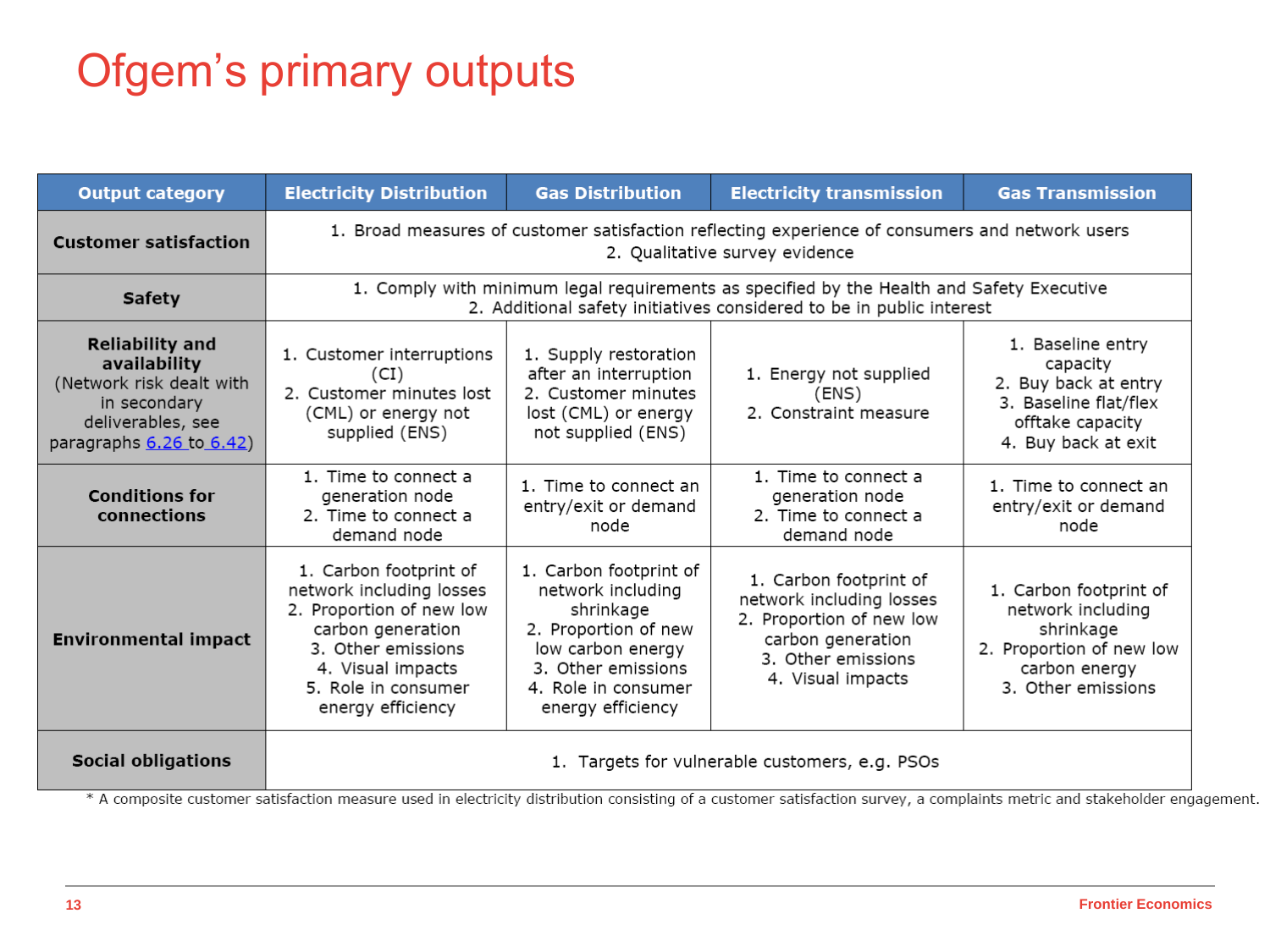# Ofgem's primary outputs

| Output category | Electricity Distribution | Gas Distribution | Electricity transmission | Gas Transmission |
|---|---|---|---|---|
| **Customer satisfaction** | 1. Broad measures of customer satisfaction reflecting experience of consumers and network users<br>2. Qualitative survey evidence | | | |
| **Safety** | 1. Comply with minimum legal requirements as specified by the Health and Safety Executive<br>2. Additional safety initiatives considered to be in public interest | | | |
| **Reliability and availability** (Network risk dealt with in secondary deliverables, see paragraphs 6.26 to 6.42) | 1. Customer interruptions (CI)<br>2. Customer minutes lost (CML) or energy not supplied (ENS) | 1. Supply restoration after an interruption<br>2. Customer minutes lost (CML) or energy not supplied (ENS) | 1. Energy not supplied (ENS)<br>2. Constraint measure | 1. Baseline entry capacity<br>2. Buy back at entry<br>3. Baseline flat/flex offtake capacity<br>4. Buy back at exit |
| **Conditions for connections** | 1. Time to connect a generation node<br>2. Time to connect a demand node | 1. Time to connect an entry/exit or demand node | 1. Time to connect a generation node<br>2. Time to connect a demand node | 1. Time to connect an entry/exit or demand node |
| **Environmental impact** | 1. Carbon footprint of network including losses<br>2. Proportion of new low carbon generation<br>3. Other emissions<br>4. Visual impacts<br>5. Role in consumer energy efficiency | 1. Carbon footprint of network including shrinkage<br>2. Proportion of new low carbon energy<br>3. Other emissions<br>4. Role in consumer energy efficiency | 1. Carbon footprint of network including losses<br>2. Proportion of new low carbon generation<br>3. Other emissions<br>4. Visual impacts | 1. Carbon footprint of network including shrinkage<br>2. Proportion of new low carbon energy<br>3. Other emissions |
| **Social obligations** | 1. Targets for vulnerable customers, e.g. PSOs | | | |

* A composite customer satisfaction measure used in electricity distribution consisting of a customer satisfaction survey, a complaints metric and stakeholder engagement.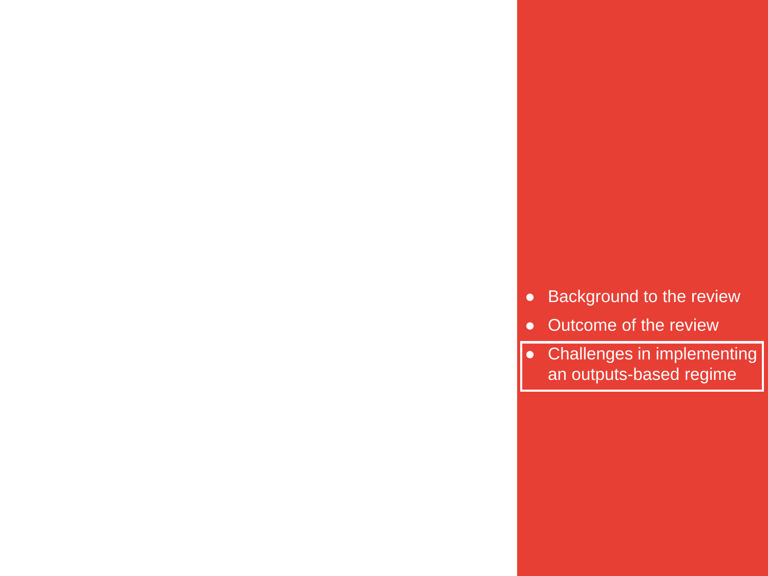- Background to the review
- Outcome of the review
- **Challenges in implementing an outputs-based regime**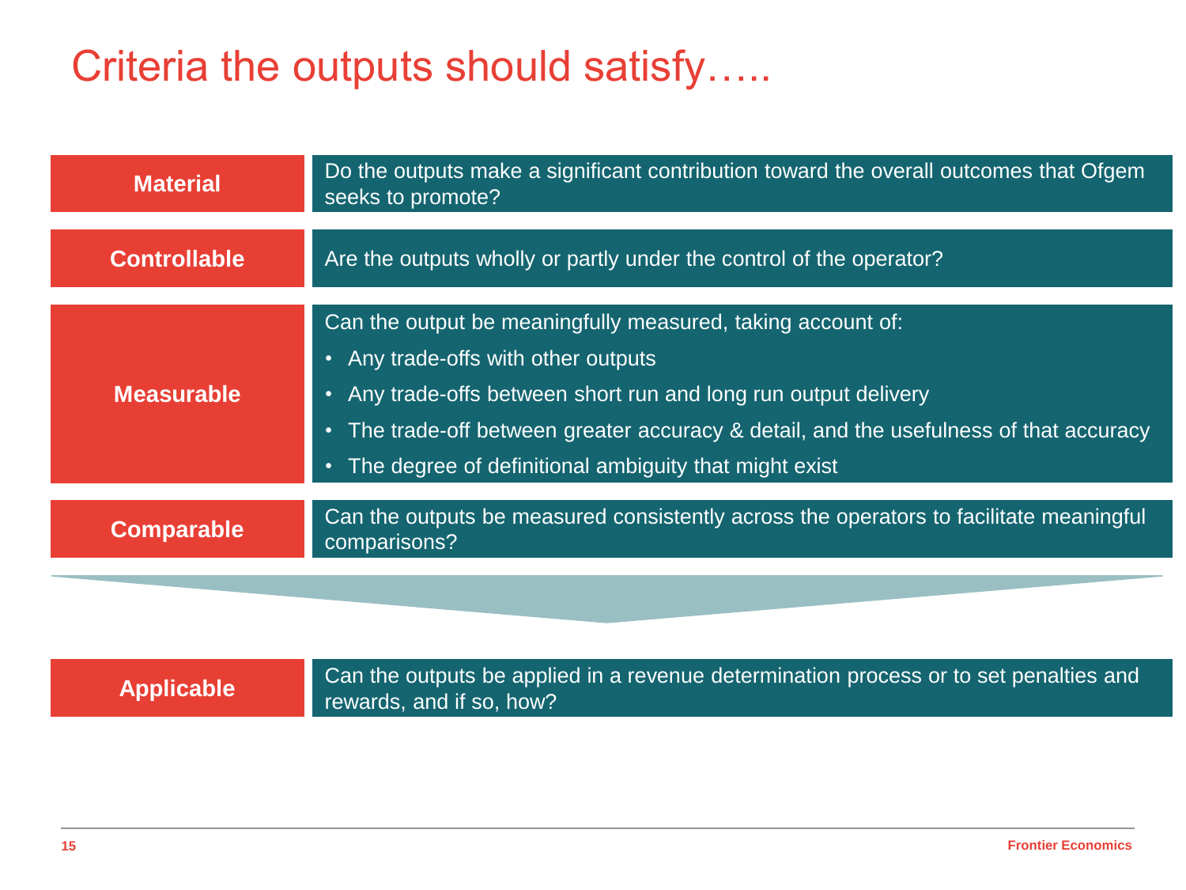# Criteria the outputs should satisfy…..

| Criterion | Description |
|---|---|
| **Material** | Do the outputs make a significant contribution toward the overall outcomes that Ofgem seeks to promote? |
| **Controllable** | Are the outputs wholly or partly under the control of the operator? |
| **Measurable** | Can the output be meaningfully measured, taking account of:<br>• Any trade-offs with other outputs<br>• Any trade-offs between short run and long run output delivery<br>• The trade-off between greater accuracy & detail, and the usefulness of that accuracy<br>• The degree of definitional ambiguity that might exist |
| **Comparable** | Can the outputs be measured consistently across the operators to facilitate meaningful comparisons? |

| Criterion | Description |
|---|---|
| **Applicable** | Can the outputs be applied in a revenue determination process or to set penalties and rewards, and if so, how? |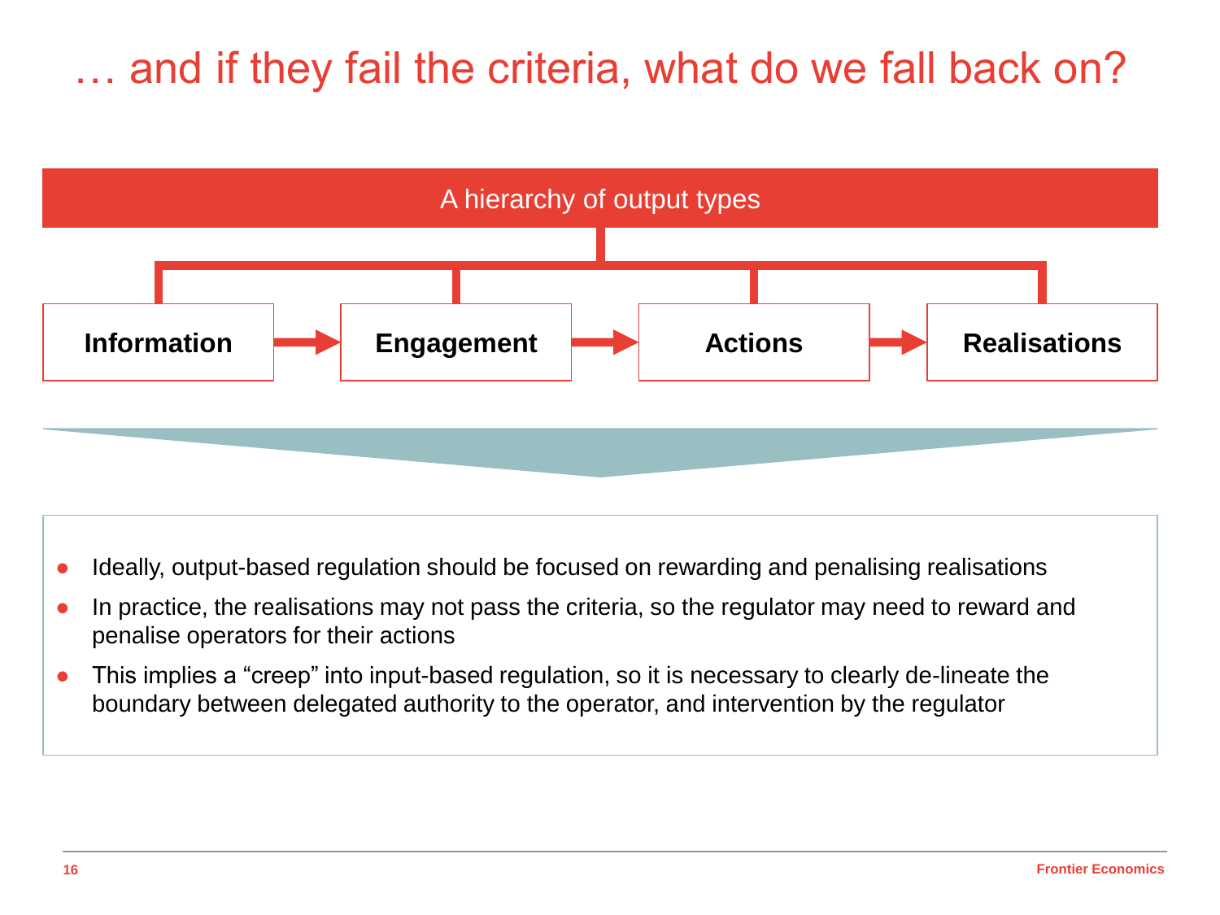# … and if they fail the criteria, what do we fall back on?

A hierarchy of output types

**Information** → **Engagement** → **Actions** → **Realisations**

- Ideally, output-based regulation should be focused on rewarding and penalising realisations
- In practice, the realisations may not pass the criteria, so the regulator may need to reward and penalise operators for their actions
- This implies a “creep” into input-based regulation, so it is necessary to clearly de-lineate the boundary between delegated authority to the operator, and intervention by the regulator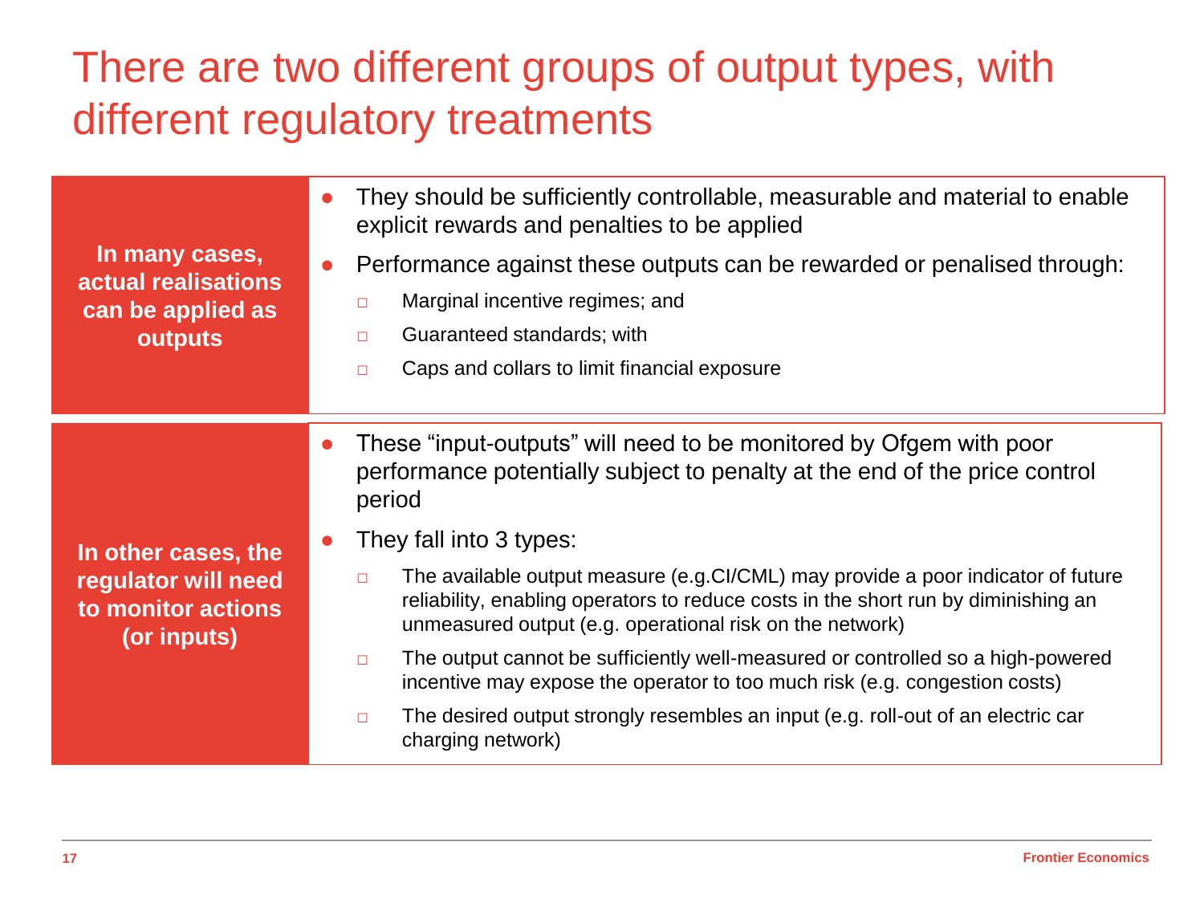# There are two different groups of output types, with different regulatory treatments

**In many cases, actual realisations can be applied as outputs**

- They should be sufficiently controllable, measurable and material to enable explicit rewards and penalties to be applied
- Performance against these outputs can be rewarded or penalised through:
  - Marginal incentive regimes; and
  - Guaranteed standards; with
  - Caps and collars to limit financial exposure

**In other cases, the regulator will need to monitor actions (or inputs)**

- These "input-outputs" will need to be monitored by Ofgem with poor performance potentially subject to penalty at the end of the price control period
- They fall into 3 types:
  - The available output measure (e.g.CI/CML) may provide a poor indicator of future reliability, enabling operators to reduce costs in the short run by diminishing an unmeasured output (e.g. operational risk on the network)
  - The output cannot be sufficiently well-measured or controlled so a high-powered incentive may expose the operator to too much risk (e.g. congestion costs)
  - The desired output strongly resembles an input (e.g. roll-out of an electric car charging network)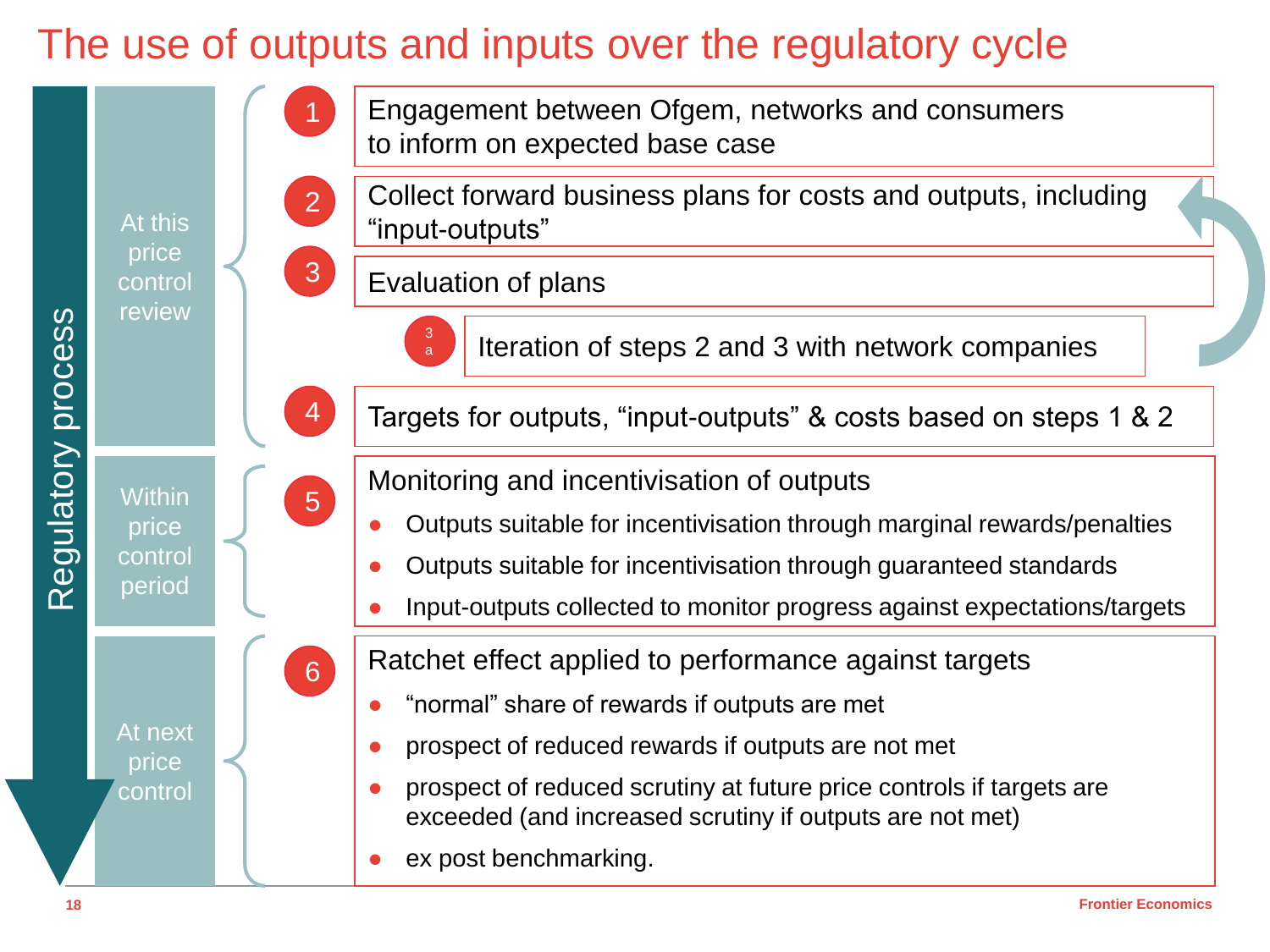# The use of outputs and inputs over the regulatory cycle

**Regulatory process**

**At this price control review**

1. Engagement between Ofgem, networks and consumers to inform on expected base case
2. Collect forward business plans for costs and outputs, including "input-outputs"
3. Evaluation of plans
   - 3a. Iteration of steps 2 and 3 with network companies
4. Targets for outputs, "input-outputs" & costs based on steps 1 & 2

**Within price control period**

5. Monitoring and incentivisation of outputs
   - Outputs suitable for incentivisation through marginal rewards/penalties
   - Outputs suitable for incentivisation through guaranteed standards
   - Input-outputs collected to monitor progress against expectations/targets

**At next price control**

6. Ratchet effect applied to performance against targets
   - "normal" share of rewards if outputs are met
   - prospect of reduced rewards if outputs are not met
   - prospect of reduced scrutiny at future price controls if targets are exceeded (and increased scrutiny if outputs are not met)
   - ex post benchmarking.

Frontier Economics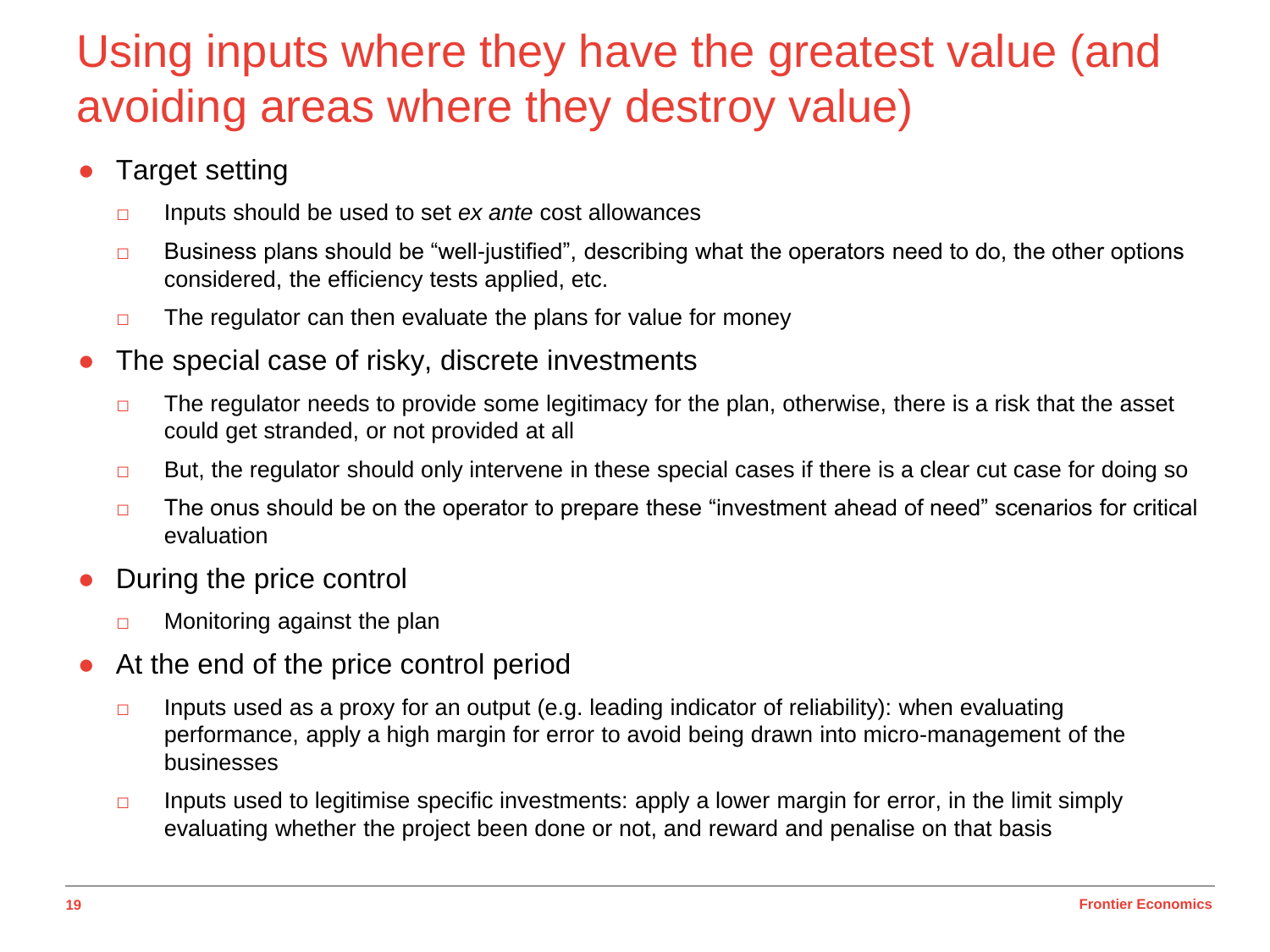# Using inputs where they have the greatest value (and avoiding areas where they destroy value)

- Target setting
  - Inputs should be used to set *ex ante* cost allowances
  - Business plans should be "well-justified", describing what the operators need to do, the other options considered, the efficiency tests applied, etc.
  - The regulator can then evaluate the plans for value for money
- The special case of risky, discrete investments
  - The regulator needs to provide some legitimacy for the plan, otherwise, there is a risk that the asset could get stranded, or not provided at all
  - But, the regulator should only intervene in these special cases if there is a clear cut case for doing so
  - The onus should be on the operator to prepare these "investment ahead of need" scenarios for critical evaluation
- During the price control
  - Monitoring against the plan
- At the end of the price control period
  - Inputs used as a proxy for an output (e.g. leading indicator of reliability): when evaluating performance, apply a high margin for error to avoid being drawn into micro-management of the businesses
  - Inputs used to legitimise specific investments: apply a lower margin for error, in the limit simply evaluating whether the project been done or not, and reward and penalise on that basis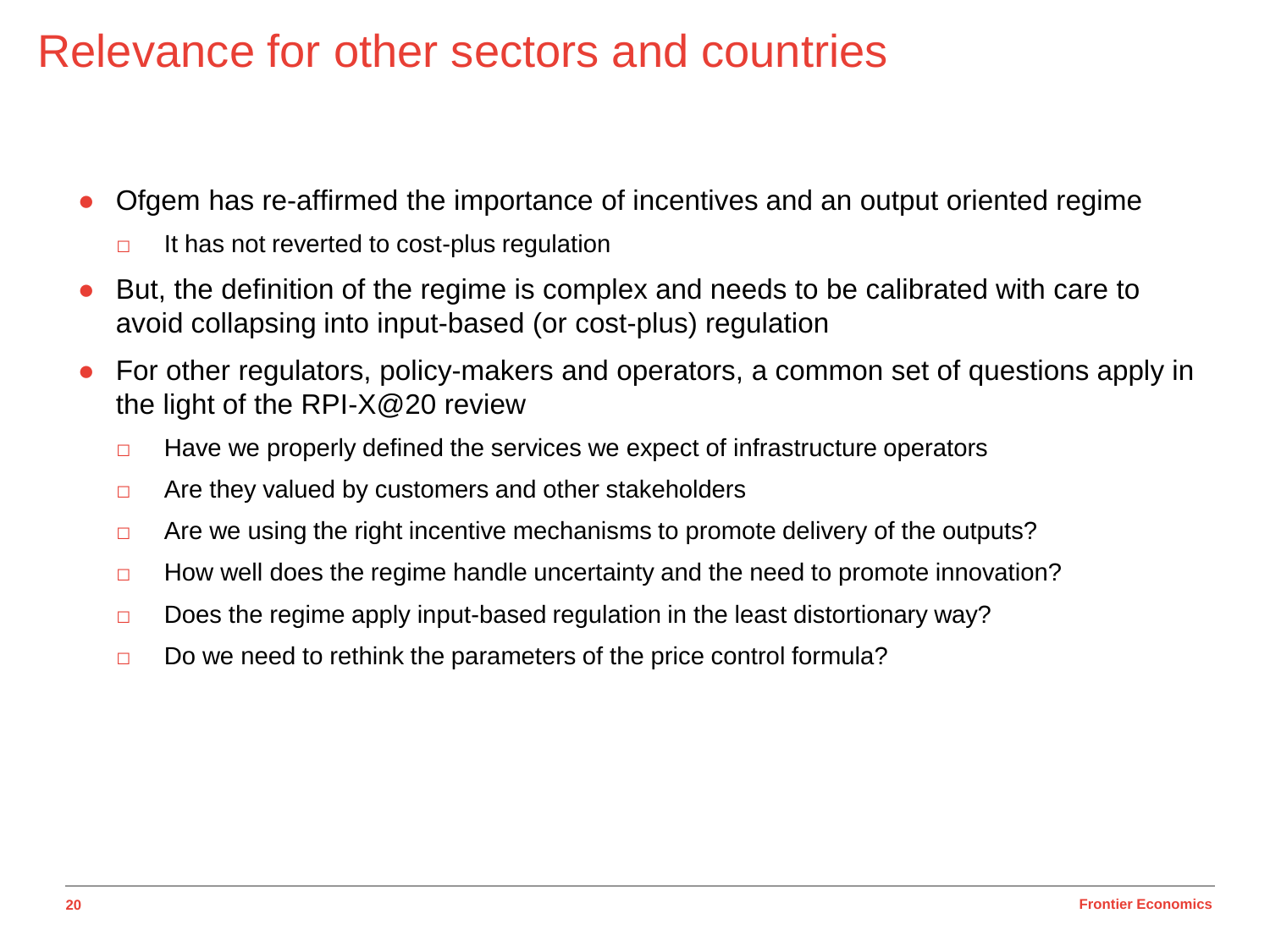# Relevance for other sectors and countries

- Ofgem has re-affirmed the importance of incentives and an output oriented regime
  - It has not reverted to cost-plus regulation
- But, the definition of the regime is complex and needs to be calibrated with care to avoid collapsing into input-based (or cost-plus) regulation
- For other regulators, policy-makers and operators, a common set of questions apply in the light of the RPI-X@20 review
  - Have we properly defined the services we expect of infrastructure operators
  - Are they valued by customers and other stakeholders
  - Are we using the right incentive mechanisms to promote delivery of the outputs?
  - How well does the regime handle uncertainty and the need to promote innovation?
  - Does the regime apply input-based regulation in the least distortionary way?
  - Do we need to rethink the parameters of the price control formula?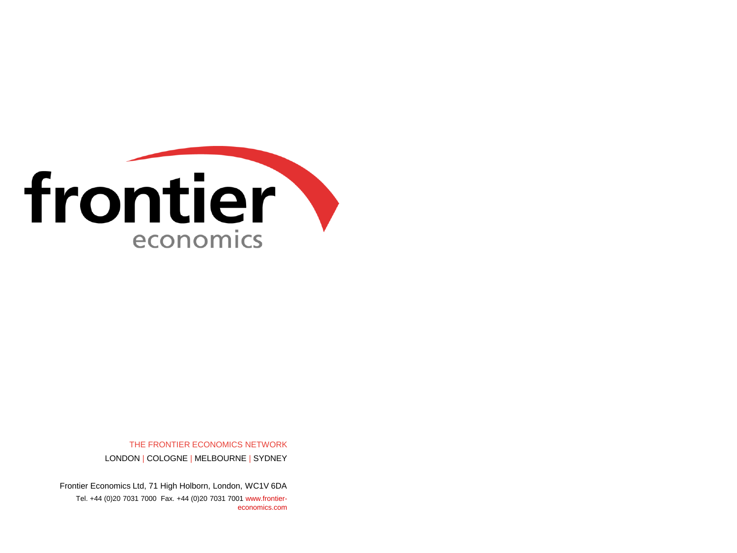frontier
economics

THE FRONTIER ECONOMICS NETWORK

LONDON | COLOGNE | MELBOURNE | SYDNEY

Frontier Economics Ltd, 71 High Holborn, London, WC1V 6DA

Tel. +44 (0)20 7031 7000 Fax. +44 (0)20 7031 7001 www.frontier-economics.com